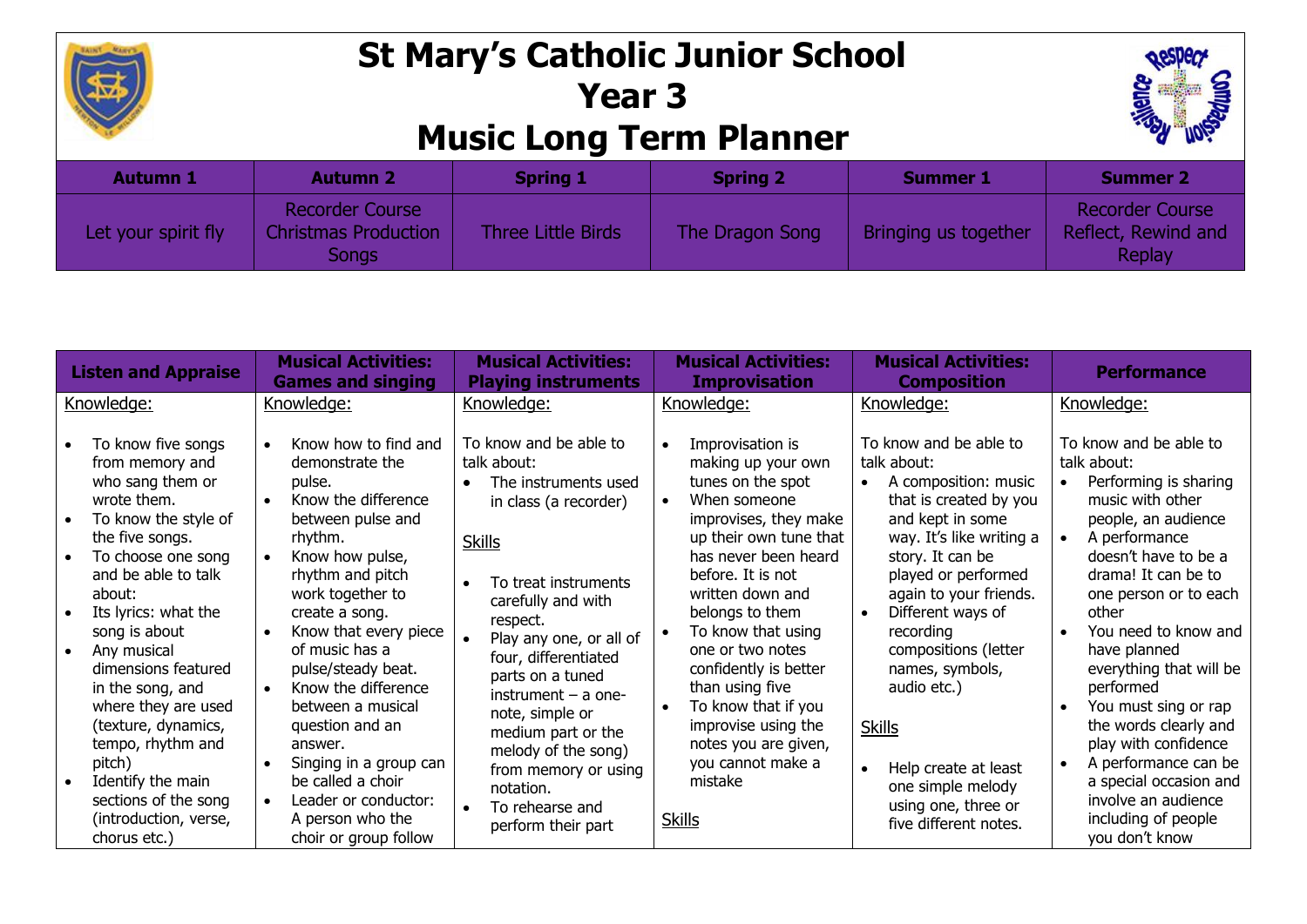# St Mary's Catholic Junior School
# Year 3
# Music Long Term Planner

| Autumn 1 | Autumn 2 | Spring 1 | Spring 2 | Summer 1 | Summer 2 |
|---|---|---|---|---|---|
| Let your spirit fly | Recorder Course Christmas Production Songs | Three Little Birds | The Dragon Song | Bringing us together | Recorder Course Reflect, Rewind and Replay |

| Listen and Appraise | Musical Activities: Games and singing | Musical Activities: Playing instruments | Musical Activities: Improvisation | Musical Activities: Composition | Performance |
|---|---|---|---|---|---|
| Knowledge:<br><br>• To know five songs from memory and who sang them or wrote them.<br>• To know the style of the five songs.<br>• To choose one song and be able to talk about:<br>• Its lyrics: what the song is about<br>• Any musical dimensions featured in the song, and where they are used (texture, dynamics, tempo, rhythm and pitch)<br>• Identify the main sections of the song (introduction, verse, chorus etc.) | Knowledge:<br><br>• Know how to find and demonstrate the pulse.<br>• Know the difference between pulse and rhythm.<br>• Know how pulse, rhythm and pitch work together to create a song.<br>• Know that every piece of music has a pulse/steady beat.<br>• Know the difference between a musical question and an answer.<br>• Singing in a group can be called a choir<br>• Leader or conductor: A person who the choir or group follow | Knowledge:<br><br>To know and be able to talk about:<br>• The instruments used in class (a recorder)<br><br>Skills<br><br>• To treat instruments carefully and with respect.<br>• Play any one, or all of four, differentiated parts on a tuned instrument – a one-note, simple or medium part or the melody of the song) from memory or using notation.<br>• To rehearse and perform their part | Knowledge:<br><br>• Improvisation is making up your own tunes on the spot<br>• When someone improvises, they make up their own tune that has never been heard before. It is not written down and belongs to them<br>• To know that using one or two notes confidently is better than using five<br>• To know that if you improvise using the notes you are given, you cannot make a mistake<br><br>Skills | Knowledge:<br><br>To know and be able to talk about:<br>• A composition: music that is created by you and kept in some way. It's like writing a story. It can be played or performed again to your friends.<br>• Different ways of recording compositions (letter names, symbols, audio etc.)<br><br>Skills<br><br>• Help create at least one simple melody using one, three or five different notes. | Knowledge:<br><br>To know and be able to talk about:<br>• Performing is sharing music with other people, an audience<br>• A performance doesn't have to be a drama! It can be to one person or to each other<br>• You need to know and have planned everything that will be performed<br>• You must sing or rap the words clearly and play with confidence<br>• A performance can be a special occasion and involve an audience including of people you don't know |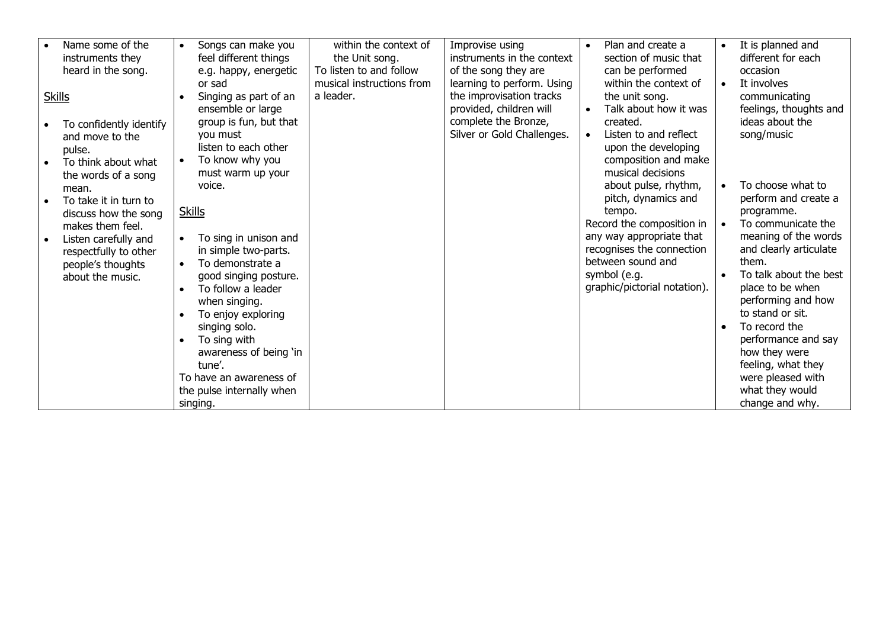| | | | | | |
|---|---|---|---|---|---|
| • Name some of the instruments they heard in the song.<br><br>Skills<br><br>• To confidently identify and move to the pulse.<br>• To think about what the words of a song mean.<br>• To take it in turn to discuss how the song makes them feel.<br>• Listen carefully and respectfully to other people's thoughts about the music. | • Songs can make you feel different things e.g. happy, energetic or sad<br>• Singing as part of an ensemble or large group is fun, but that you must listen to each other<br>• To know why you must warm up your voice.<br><br>Skills<br><br>• To sing in unison and in simple two-parts.<br>• To demonstrate a good singing posture.<br>• To follow a leader when singing.<br>• To enjoy exploring singing solo.<br>• To sing with awareness of being 'in tune'.<br>To have an awareness of the pulse internally when singing. | within the context of the Unit song.<br>To listen to and follow musical instructions from a leader. | Improvise using instruments in the context of the song they are learning to perform. Using the improvisation tracks provided, children will complete the Bronze, Silver or Gold Challenges. | • Plan and create a section of music that can be performed within the context of the unit song.<br>• Talk about how it was created.<br>• Listen to and reflect upon the developing composition and make musical decisions about pulse, rhythm, pitch, dynamics and tempo.<br>Record the composition in any way appropriate that recognises the connection between sound and symbol (e.g. graphic/pictorial notation). | • It is planned and different for each occasion<br>• It involves communicating feelings, thoughts and ideas about the song/music<br><br>• To choose what to perform and create a programme.<br>• To communicate the meaning of the words and clearly articulate them.<br>• To talk about the best place to be when performing and how to stand or sit.<br>• To record the performance and say how they were feeling, what they were pleased with what they would change and why. |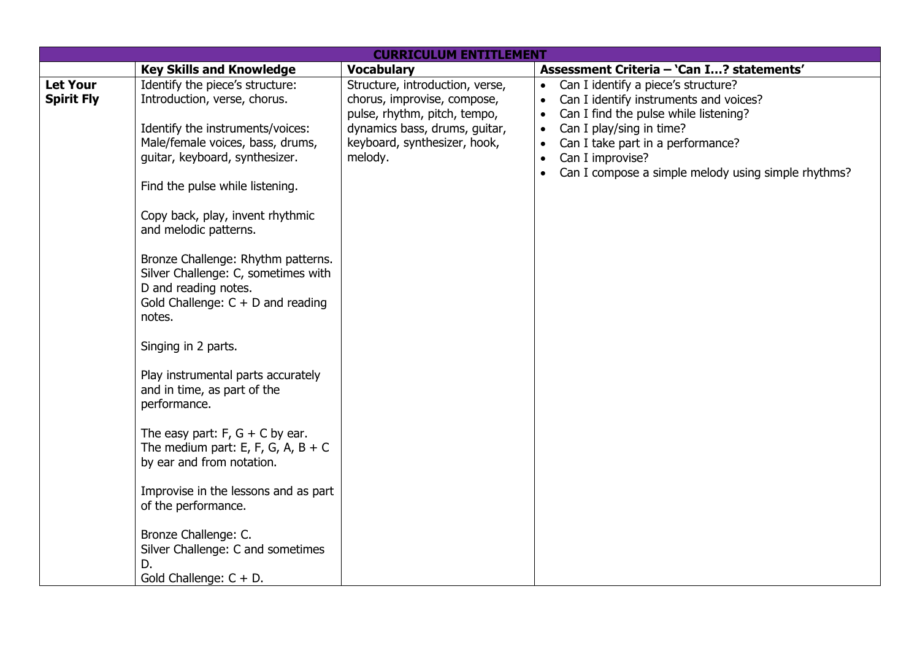| CURRICULUM ENTITLEMENT | | | |
|---|---|---|---|
| | **Key Skills and Knowledge** | **Vocabulary** | **Assessment Criteria – 'Can I…? statements'** |
| **Let Your Spirit Fly** | Identify the piece's structure: Introduction, verse, chorus.<br><br>Identify the instruments/voices: Male/female voices, bass, drums, guitar, keyboard, synthesizer.<br><br>Find the pulse while listening.<br><br>Copy back, play, invent rhythmic and melodic patterns.<br><br>Bronze Challenge: Rhythm patterns.<br>Silver Challenge: C, sometimes with D and reading notes.<br>Gold Challenge: C + D and reading notes.<br><br>Singing in 2 parts.<br><br>Play instrumental parts accurately and in time, as part of the performance.<br><br>The easy part: F, G + C by ear.<br>The medium part: E, F, G, A, B + C by ear and from notation.<br><br>Improvise in the lessons and as part of the performance.<br><br>Bronze Challenge: C.<br>Silver Challenge: C and sometimes D.<br>Gold Challenge: C + D. | Structure, introduction, verse, chorus, improvise, compose, pulse, rhythm, pitch, tempo, dynamics bass, drums, guitar, keyboard, synthesizer, hook, melody. | • Can I identify a piece's structure?<br>• Can I identify instruments and voices?<br>• Can I find the pulse while listening?<br>• Can I play/sing in time?<br>• Can I take part in a performance?<br>• Can I improvise?<br>• Can I compose a simple melody using simple rhythms? |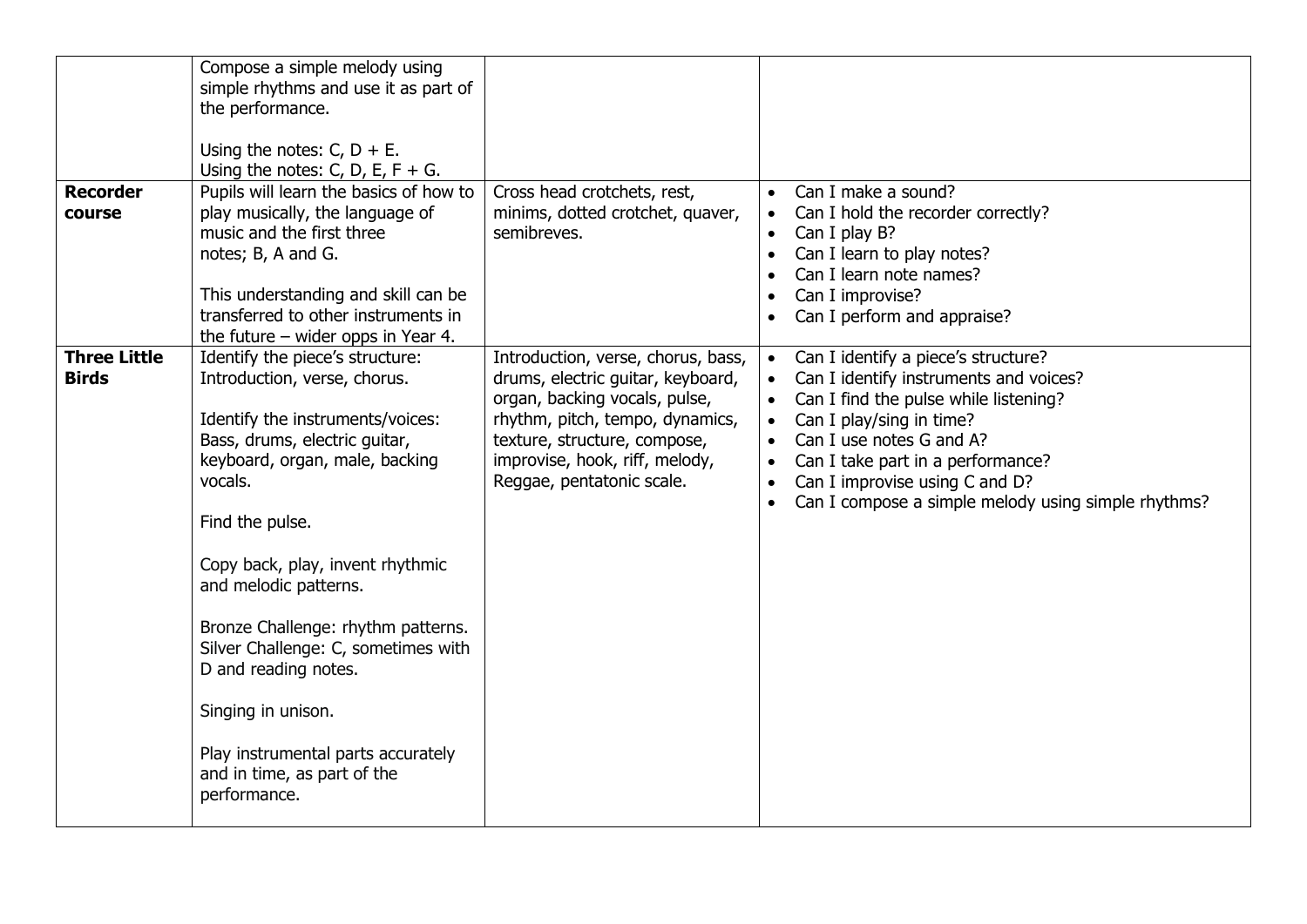| | | | |
|---|---|---|---|
| | Compose a simple melody using simple rhythms and use it as part of the performance.<br><br>Using the notes: C, D + E.<br>Using the notes: C, D, E, F + G. | | |
| **Recorder course** | Pupils will learn the basics of how to play musically, the language of music and the first three notes; B, A and G.<br><br>This understanding and skill can be transferred to other instruments in the future – wider opps in Year 4. | Cross head crotchets, rest, minims, dotted crotchet, quaver, semibreves. | • Can I make a sound?<br>• Can I hold the recorder correctly?<br>• Can I play B?<br>• Can I learn to play notes?<br>• Can I learn note names?<br>• Can I improvise?<br>• Can I perform and appraise? |
| **Three Little Birds** | Identify the piece's structure: Introduction, verse, chorus.<br><br>Identify the instruments/voices: Bass, drums, electric guitar, keyboard, organ, male, backing vocals.<br><br>Find the pulse.<br><br>Copy back, play, invent rhythmic and melodic patterns.<br><br>Bronze Challenge: rhythm patterns.<br>Silver Challenge: C, sometimes with D and reading notes.<br><br>Singing in unison.<br><br>Play instrumental parts accurately and in time, as part of the performance. | Introduction, verse, chorus, bass, drums, electric guitar, keyboard, organ, backing vocals, pulse, rhythm, pitch, tempo, dynamics, texture, structure, compose, improvise, hook, riff, melody, Reggae, pentatonic scale. | • Can I identify a piece's structure?<br>• Can I identify instruments and voices?<br>• Can I find the pulse while listening?<br>• Can I play/sing in time?<br>• Can I use notes G and A?<br>• Can I take part in a performance?<br>• Can I improvise using C and D?<br>• Can I compose a simple melody using simple rhythms? |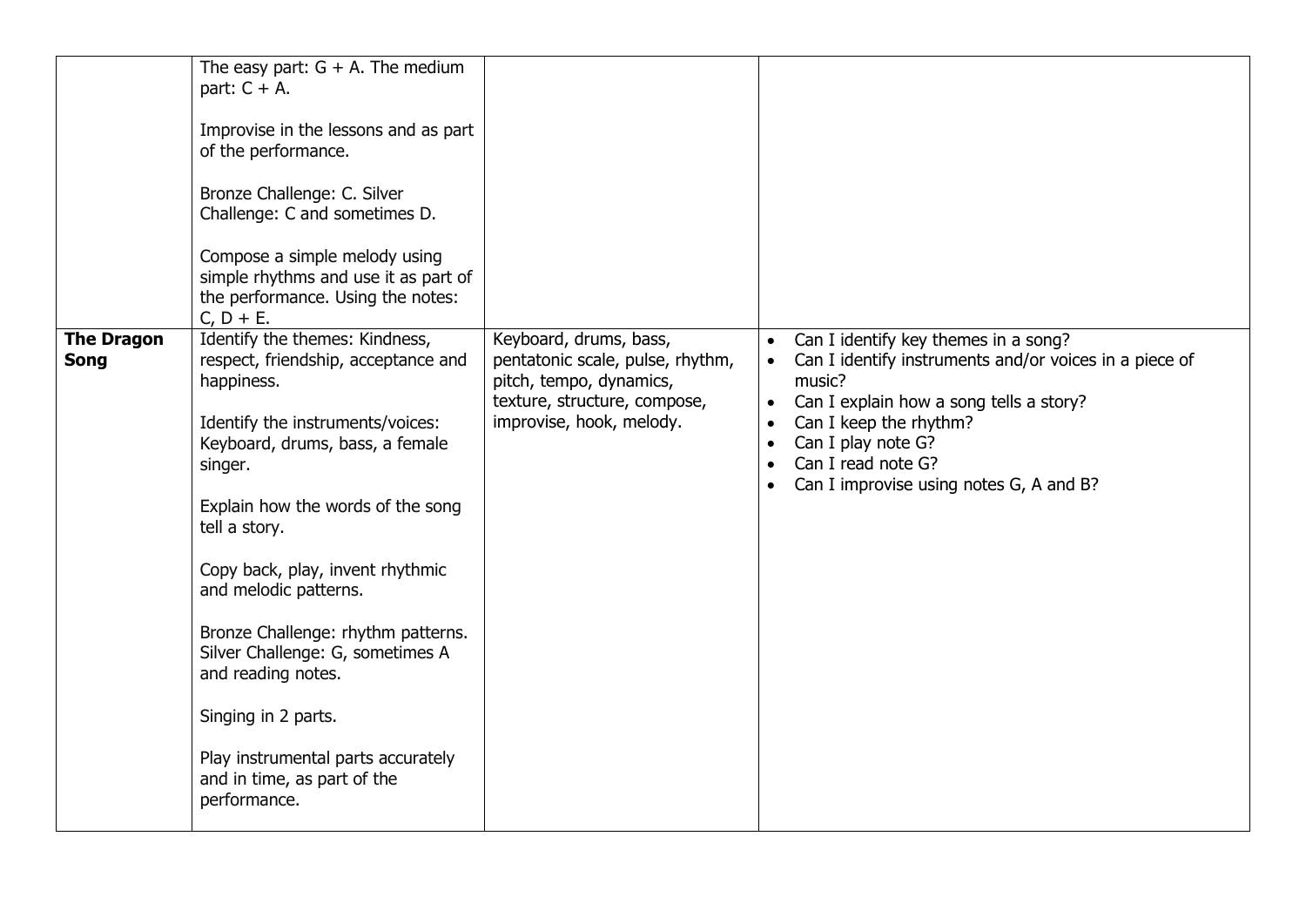| | | | |
|---|---|---|---|
| | The easy part: G + A. The medium part: C + A.<br><br>Improvise in the lessons and as part of the performance.<br><br>Bronze Challenge: C. Silver Challenge: C and sometimes D.<br><br>Compose a simple melody using simple rhythms and use it as part of the performance. Using the notes: C, D + E. | | |
| **The Dragon Song** | Identify the themes: Kindness, respect, friendship, acceptance and happiness.<br><br>Identify the instruments/voices: Keyboard, drums, bass, a female singer.<br><br>Explain how the words of the song tell a story.<br><br>Copy back, play, invent rhythmic and melodic patterns.<br><br>Bronze Challenge: rhythm patterns. Silver Challenge: G, sometimes A and reading notes.<br><br>Singing in 2 parts.<br><br>Play instrumental parts accurately and in time, as part of the performance. | Keyboard, drums, bass, pentatonic scale, pulse, rhythm, pitch, tempo, dynamics, texture, structure, compose, improvise, hook, melody. | • Can I identify key themes in a song?<br>• Can I identify instruments and/or voices in a piece of music?<br>• Can I explain how a song tells a story?<br>• Can I keep the rhythm?<br>• Can I play note G?<br>• Can I read note G?<br>• Can I improvise using notes G, A and B? |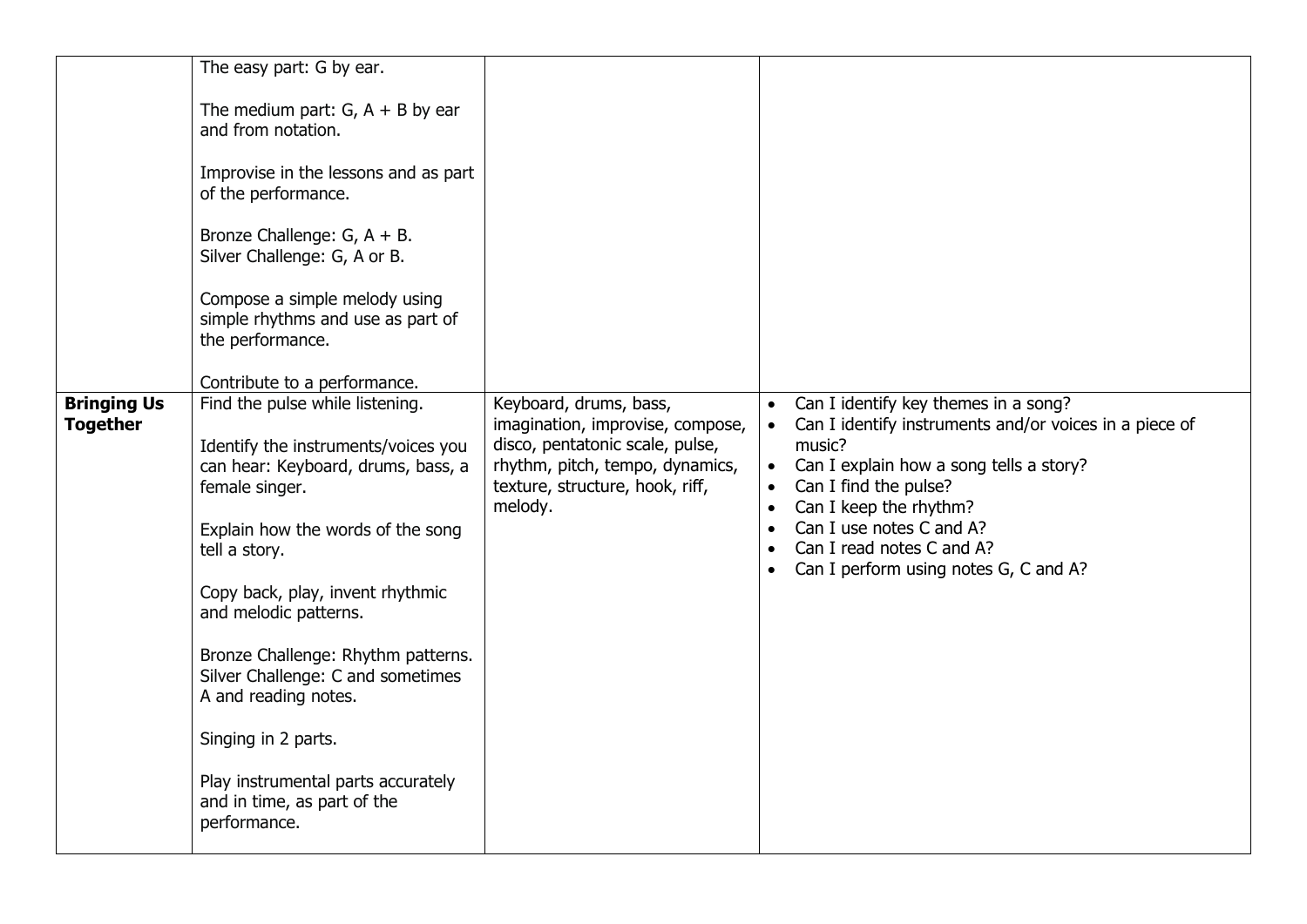| | | | |
|---|---|---|---|
| | The easy part: G by ear.<br><br>The medium part: G, A + B by ear and from notation.<br><br>Improvise in the lessons and as part of the performance.<br><br>Bronze Challenge: G, A + B.<br>Silver Challenge: G, A or B.<br><br>Compose a simple melody using simple rhythms and use as part of the performance.<br><br>Contribute to a performance. | | |
| **Bringing Us Together** | Find the pulse while listening.<br><br>Identify the instruments/voices you can hear: Keyboard, drums, bass, a female singer.<br><br>Explain how the words of the song tell a story.<br><br>Copy back, play, invent rhythmic and melodic patterns.<br><br>Bronze Challenge: Rhythm patterns.<br>Silver Challenge: C and sometimes A and reading notes.<br><br>Singing in 2 parts.<br><br>Play instrumental parts accurately and in time, as part of the performance. | Keyboard, drums, bass, imagination, improvise, compose, disco, pentatonic scale, pulse, rhythm, pitch, tempo, dynamics, texture, structure, hook, riff, melody. | • Can I identify key themes in a song?<br>• Can I identify instruments and/or voices in a piece of music?<br>• Can I explain how a song tells a story?<br>• Can I find the pulse?<br>• Can I keep the rhythm?<br>• Can I use notes C and A?<br>• Can I read notes C and A?<br>• Can I perform using notes G, C and A? |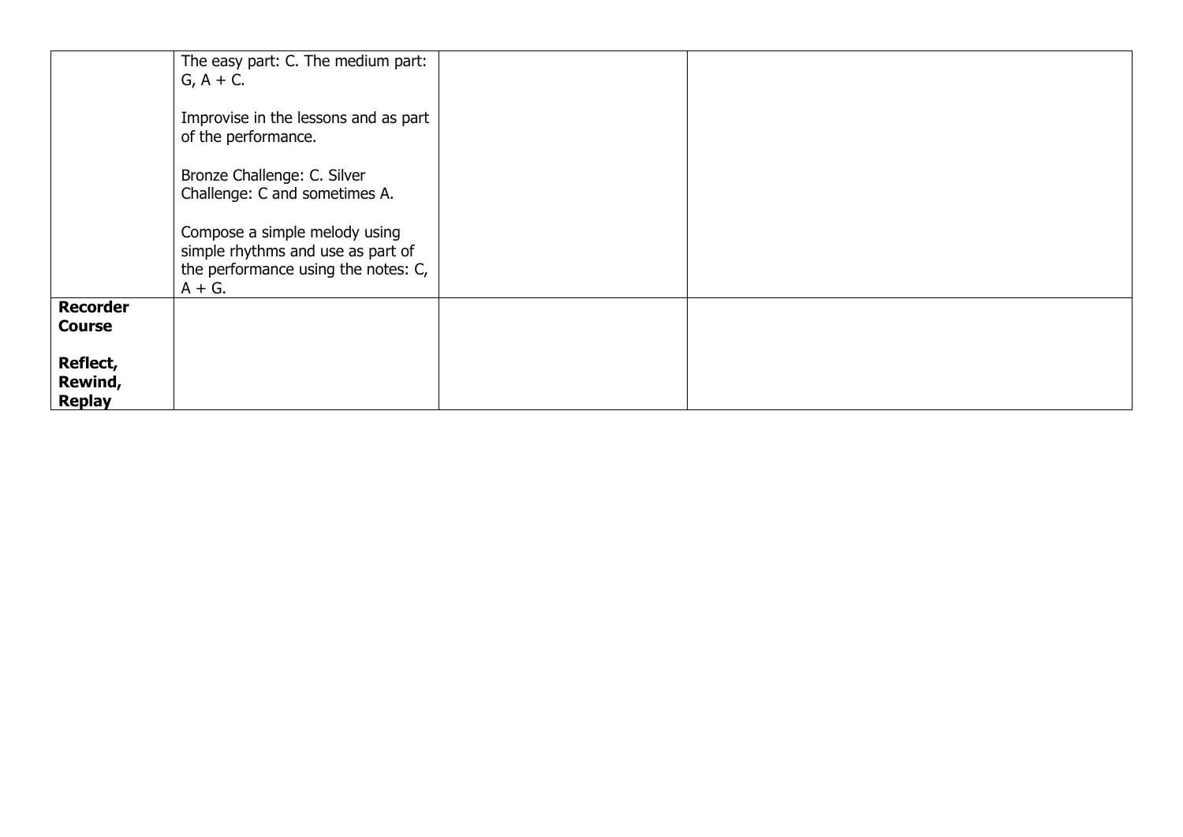| | | | |
|---|---|---|---|
| | The easy part: C. The medium part: G, A + C.<br><br>Improvise in the lessons and as part of the performance.<br><br>Bronze Challenge: C. Silver Challenge: C and sometimes A.<br><br>Compose a simple melody using simple rhythms and use as part of the performance using the notes: C, A + G. | | |
| **Recorder Course**<br><br>**Reflect, Rewind, Replay** | | | |